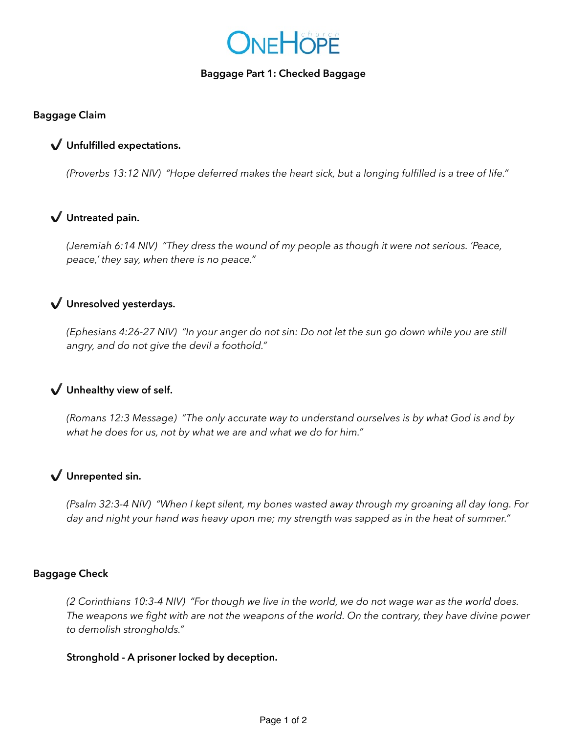# OneHope church

## Baggage Part 1: Checked Baggage

### Baggage Claim

✔ **Unfulfilled expectations.**

*(Proverbs 13:12 NIV) "Hope deferred makes the heart sick, but a longing fulfilled is a tree of life."*

✔ **Untreated pain.**

*(Jeremiah 6:14 NIV) "They dress the wound of my people as though it were not serious. 'Peace, peace,' they say, when there is no peace."*

✔ **Unresolved yesterdays.**

*(Ephesians 4:26-27 NIV) "In your anger do not sin: Do not let the sun go down while you are still angry, and do not give the devil a foothold."*

✔ **Unhealthy view of self.**

*(Romans 12:3 Message) "The only accurate way to understand ourselves is by what God is and by what he does for us, not by what we are and what we do for him."*

✔ **Unrepented sin.**

*(Psalm 32:3-4 NIV) "When I kept silent, my bones wasted away through my groaning all day long. For day and night your hand was heavy upon me; my strength was sapped as in the heat of summer."*

### Baggage Check

*(2 Corinthians 10:3-4 NIV) "For though we live in the world, we do not wage war as the world does. The weapons we fight with are not the weapons of the world. On the contrary, they have divine power to demolish strongholds."*

**Stronghold - A prisoner locked by deception.**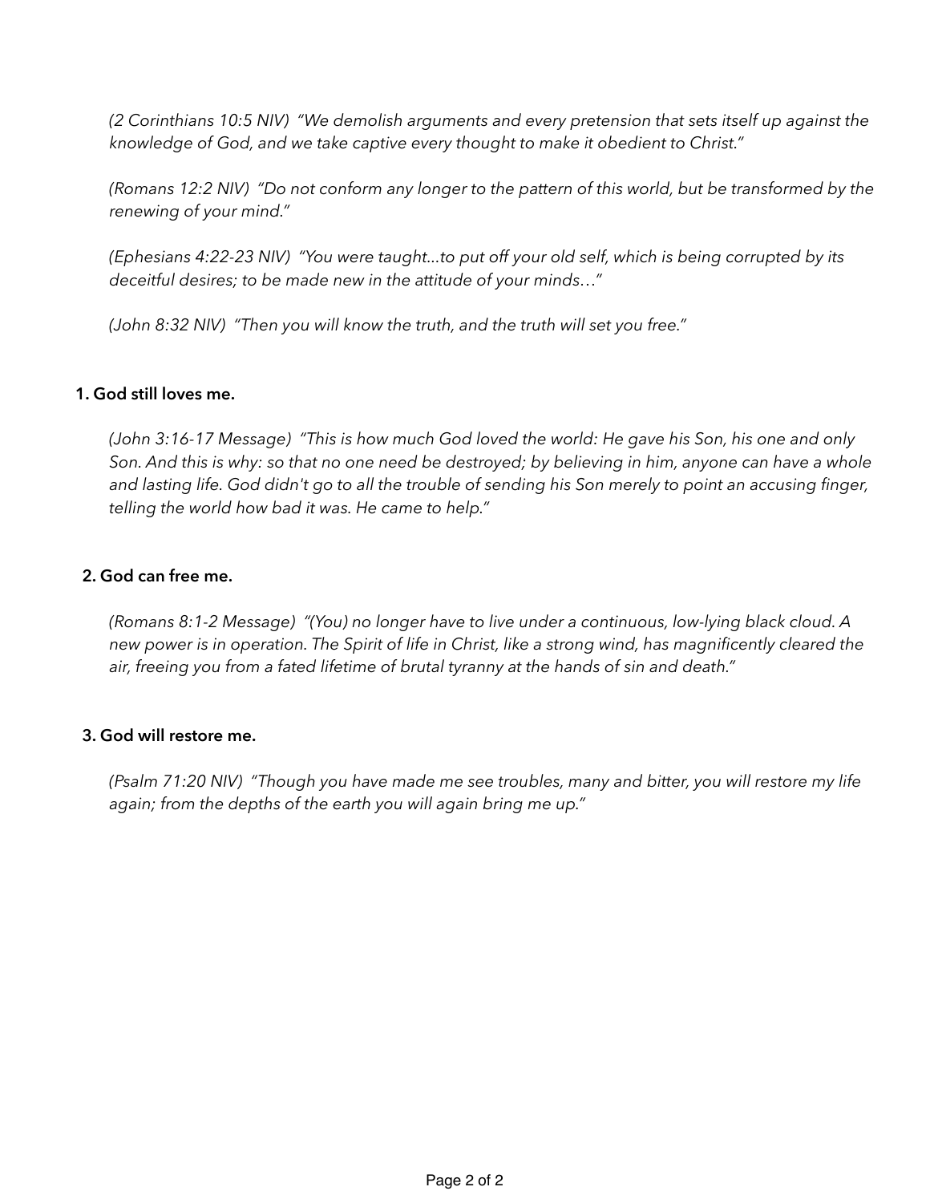*(2 Corinthians 10:5 NIV) "We demolish arguments and every pretension that sets itself up against the knowledge of God, and we take captive every thought to make it obedient to Christ."*

*(Romans 12:2 NIV) "Do not conform any longer to the pattern of this world, but be transformed by the renewing of your mind."*

*(Ephesians 4:22-23 NIV) "You were taught...to put off your old self, which is being corrupted by its deceitful desires; to be made new in the attitude of your minds…"*

*(John 8:32 NIV) "Then you will know the truth, and the truth will set you free."*

**1. God still loves me.**

*(John 3:16-17 Message) "This is how much God loved the world: He gave his Son, his one and only Son. And this is why: so that no one need be destroyed; by believing in him, anyone can have a whole and lasting life. God didn't go to all the trouble of sending his Son merely to point an accusing finger, telling the world how bad it was. He came to help."*

**2. God can free me.**

*(Romans 8:1-2 Message) "(You) no longer have to live under a continuous, low-lying black cloud. A new power is in operation. The Spirit of life in Christ, like a strong wind, has magnificently cleared the air, freeing you from a fated lifetime of brutal tyranny at the hands of sin and death."*

**3. God will restore me.**

*(Psalm 71:20 NIV) "Though you have made me see troubles, many and bitter, you will restore my life again; from the depths of the earth you will again bring me up."*